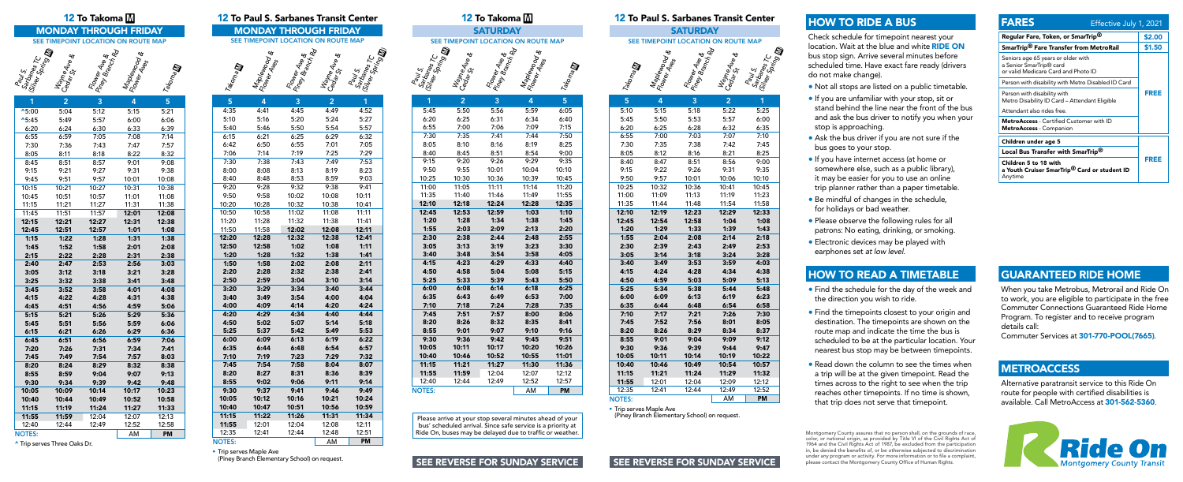## 12 To Takoma M

### MONDAY THROUGH FRIDAY

SEE TIMEPOINT LOCATION ON ROUTE MAP

| Paul S. Sarbanes TC (Silver Spring) M | Wayne Ave & Cedar St | Flower Ave & Piney Branch Rd | Maplewood & Flower Aves | Takoma M |
|---|---|---|---|---|
| 1 | 2 | 3 | 4 | 5 |
| ^5:00 | 5:04 | 5:12 | 5:15 | 5:21 |
| ^5:45 | 5:49 | 5:57 | 6:00 | 6:06 |
| 6:20 | 6:24 | 6:30 | 6:33 | 6:39 |
| 6:55 | 6:59 | 7:05 | 7:08 | 7:14 |
| 7:30 | 7:36 | 7:43 | 7:47 | 7:57 |
| 8:05 | 8:11 | 8:18 | 8:22 | 8:32 |
| 8:45 | 8:51 | 8:57 | 9:01 | 9:08 |
| 9:15 | 9:21 | 9:27 | 9:31 | 9:38 |
| 9:45 | 9:51 | 9:57 | 10:01 | 10:08 |
| 10:15 | 10:21 | 10:27 | 10:31 | 10:38 |
| 10:45 | 10:51 | 10:57 | 11:01 | 11:08 |
| 11:15 | 11:21 | 11:27 | 11:31 | 11:38 |
| 11:45 | 11:51 | 11:57 | **12:01** | **12:08** |
| **12:15** | **12:21** | **12:27** | **12:31** | **12:38** |
| **12:45** | **12:51** | **12:57** | **1:01** | **1:08** |
| **1:15** | **1:22** | **1:28** | **1:31** | **1:38** |
| **1:45** | **1:52** | **1:58** | **2:01** | **2:08** |
| **2:15** | **2:22** | **2:28** | **2:31** | **2:38** |
| **2:40** | **2:47** | **2:53** | **2:56** | **3:03** |
| **3:05** | **3:12** | **3:18** | **3:21** | **3:28** |
| **3:25** | **3:32** | **3:38** | **3:41** | **3:48** |
| **3:45** | **3:52** | **3:58** | **4:01** | **4:08** |
| **4:15** | **4:22** | **4:28** | **4:31** | **4:38** |
| **4:45** | **4:51** | **4:56** | **4:59** | **5:06** |
| **5:15** | **5:21** | **5:26** | **5:29** | **5:36** |
| **5:45** | **5:51** | **5:56** | **5:59** | **6:06** |
| **6:15** | **6:21** | **6:26** | **6:29** | **6:36** |
| **6:45** | **6:51** | **6:56** | **6:59** | **7:06** |
| **7:20** | **7:26** | **7:31** | **7:34** | **7:41** |
| **7:45** | **7:49** | **7:54** | **7:57** | **8:03** |
| **8:20** | **8:24** | **8:29** | **8:32** | **8:38** |
| **8:55** | **8:59** | **9:04** | **9:07** | **9:13** |
| **9:30** | **9:34** | **9:39** | **9:42** | **9:48** |
| **10:05** | **10:09** | **10:14** | **10:17** | **10:23** |
| **10:40** | **10:44** | **10:49** | **10:52** | **10:58** |
| **11:15** | **11:19** | **11:24** | **11:27** | **11:33** |
| **11:55** | **11:59** | 12:04 | 12:07 | 12:13 |
| 12:40 | 12:44 | 12:49 | 12:52 | 12:58 |
| NOTES: | | | AM | **PM** |

^ Trip serves Three Oaks Dr.

## 12 To Paul S. Sarbanes Transit Center

### MONDAY THROUGH FRIDAY

SEE TIMEPOINT LOCATION ON ROUTE MAP

| Takoma M | Maplewood & Flower Aves | Flower Ave & Piney Branch Rd | Wayne Ave & Cedar St | Paul S. Sarbanes TC (Silver Spring) M |
|---|---|---|---|---|
| 5 | 4 | 3 | 2 | 1 |
| 4:35 | 4:41 | 4:45 | 4:49 | 4:52 |
| 5:10 | 5:16 | 5:20 | 5:24 | 5:27 |
| 5:40 | 5:46 | 5:50 | 5:54 | 5:57 |
| 6:15 | 6:21 | 6:25 | 6:29 | 6:32 |
| 6:42 | 6:50 | 6:55 | 7:01 | 7:05 |
| 7:06 | 7:14 | 7:19 | 7:25 | 7:29 |
| 7:30 | 7:38 | 7:43 | 7:49 | 7:53 |
| 8:00 | 8:08 | 8:13 | 8:19 | 8:23 |
| 8:40 | 8:48 | 8:53 | 8:59 | 9:03 |
| 9:20 | 9:28 | 9:32 | 9:38 | 9:41 |
| 9:50 | 9:58 | 10:02 | 10:08 | 10:11 |
| 10:20 | 10:28 | 10:32 | 10:38 | 10:41 |
| 10:50 | 10:58 | 11:02 | 11:08 | 11:11 |
| 11:20 | 11:28 | 11:32 | 11:38 | 11:41 |
| 11:50 | 11:58 | **12:02** | **12:08** | **12:11** |
| **12:20** | **12:28** | **12:32** | **12:38** | **12:41** |
| **12:50** | **12:58** | **1:02** | **1:08** | **1:11** |
| **1:20** | **1:28** | **1:32** | **1:38** | **1:41** |
| **1:50** | **1:58** | **2:02** | **2:08** | **2:11** |
| **2:20** | **2:28** | **2:32** | **2:38** | **2:41** |
| **2:50** | **2:59** | **3:04** | **3:10** | **3:14** |
| **3:20** | **3:29** | **3:34** | **3:40** | **3:44** |
| **3:40** | **3:49** | **3:54** | **4:00** | **4:04** |
| **4:00** | **4:09** | **4:14** | **4:20** | **4:24** |
| **4:20** | **4:29** | **4:34** | **4:40** | **4:44** |
| **4:50** | **5:02** | **5:07** | **5:14** | **5:18** |
| **5:25** | **5:37** | **5:42** | **5:49** | **5:53** |
| **6:00** | **6:09** | **6:13** | **6:19** | **6:22** |
| **6:35** | **6:44** | **6:48** | **6:54** | **6:57** |
| **7:10** | **7:19** | **7:23** | **7:29** | **7:32** |
| **7:45** | **7:54** | **7:58** | **8:04** | **8:07** |
| **8:20** | **8:27** | **8:31** | **8:36** | **8:39** |
| **8:55** | **9:02** | **9:06** | **9:11** | **9:14** |
| **9:30** | **9:37** | **9:41** | **9:46** | **9:49** |
| **10:05** | **10:12** | **10:16** | **10:21** | **10:24** |
| **10:40** | **10:47** | **10:51** | **10:56** | **10:59** |
| **11:15** | **11:22** | **11:26** | **11:31** | **11:34** |
| **11:55** | 12:01 | 12:04 | 12:08 | 12:11 |
| 12:35 | 12:41 | 12:44 | 12:48 | 12:51 |
| NOTES: | | | AM | **PM** |

* Trip serves Maple Ave (Piney Branch Elementary School) on request.

## 12 To Takoma M

### SATURDAY

SEE TIMEPOINT LOCATION ON ROUTE MAP

| Paul S. Sarbanes TC (Silver Spring) M | Wayne Ave & Cedar St | Flower Ave & Piney Branch Rd | Maplewood & Flower Aves | Takoma M |
|---|---|---|---|---|
| 1 | 2 | 3 | 4 | 5 |
| 5:45 | 5:50 | 5:56 | 5:59 | 6:05 |
| 6:20 | 6:25 | 6:31 | 6:34 | 6:40 |
| 6:55 | 7:00 | 7:06 | 7:09 | 7:15 |
| 7:30 | 7:35 | 7:41 | 7:44 | 7:50 |
| 8:05 | 8:10 | 8:16 | 8:19 | 8:25 |
| 8:40 | 8:45 | 8:51 | 8:54 | 9:00 |
| 9:15 | 9:20 | 9:26 | 9:29 | 9:35 |
| 9:50 | 9:55 | 10:01 | 10:04 | 10:10 |
| 10:25 | 10:30 | 10:36 | 10:39 | 10:45 |
| 11:00 | 11:05 | 11:11 | 11:14 | 11:20 |
| 11:35 | 11:40 | 11:46 | 11:49 | 11:55 |
| **12:10** | **12:18** | **12:24** | **12:28** | **12:35** |
| **12:45** | **12:53** | **12:59** | **1:03** | **1:10** |
| **1:20** | **1:28** | **1:34** | **1:38** | **1:45** |
| **1:55** | **2:03** | **2:09** | **2:13** | **2:20** |
| **2:30** | **2:38** | **2:44** | **2:48** | **2:55** |
| **3:05** | **3:13** | **3:19** | **3:23** | **3:30** |
| **3:40** | **3:48** | **3:54** | **3:58** | **4:05** |
| **4:15** | **4:23** | **4:29** | **4:33** | **4:40** |
| **4:50** | **4:58** | **5:04** | **5:08** | **5:15** |
| **5:25** | **5:33** | **5:39** | **5:43** | **5:50** |
| **6:00** | **6:08** | **6:14** | **6:18** | **6:25** |
| **6:35** | **6:43** | **6:49** | **6:53** | **7:00** |
| **7:10** | **7:18** | **7:24** | **7:28** | **7:35** |
| **7:45** | **7:51** | **7:57** | **8:00** | **8:06** |
| **8:20** | **8:26** | **8:32** | **8:35** | **8:41** |
| **8:55** | **9:01** | **9:07** | **9:10** | **9:16** |
| **9:30** | **9:36** | **9:42** | **9:45** | **9:51** |
| **10:05** | **10:11** | **10:17** | **10:20** | **10:26** |
| **10:40** | **10:46** | **10:52** | **10:55** | **11:01** |
| **11:15** | **11:21** | **11:27** | **11:30** | **11:36** |
| **11:55** | **11:59** | 12:04 | 12:07 | 12:12 |
| 12:40 | 12:44 | 12:49 | 12:52 | 12:57 |
| NOTES: | | | AM | **PM** |

Please arrive at your stop several minutes ahead of your bus' scheduled arrival. Since safe service is a priority at Ride On, buses may be delayed due to traffic or weather.

**SEE REVERSE FOR SUNDAY SERVICE**

## 12 To Paul S. Sarbanes Transit Center

### SATURDAY

SEE TIMEPOINT LOCATION ON ROUTE MAP

| Takoma M | Maplewood & Flower Aves | Flower Ave & Piney Branch Rd | Wayne Ave & Cedar St | Paul S. Sarbanes TC (Silver Spring) M |
|---|---|---|---|---|
| 5 | 4 | 3 | 2 | 1 |
| 5:10 | 5:15 | 5:18 | 5:22 | 5:25 |
| 5:45 | 5:50 | 5:53 | 5:57 | 6:00 |
| 6:20 | 6:25 | 6:28 | 6:32 | 6:35 |
| 6:55 | 7:00 | 7:03 | 7:07 | 7:10 |
| 7:30 | 7:35 | 7:38 | 7:42 | 7:45 |
| 8:05 | 8:12 | 8:16 | 8:21 | 8:25 |
| 8:40 | 8:47 | 8:51 | 8:56 | 9:00 |
| 9:15 | 9:22 | 9:26 | 9:31 | 9:35 |
| 9:50 | 9:57 | 10:01 | 10:06 | 10:10 |
| 10:25 | 10:32 | 10:36 | 10:41 | 10:45 |
| 11:00 | 11:09 | 11:13 | 11:19 | 11:23 |
| 11:35 | 11:44 | 11:48 | 11:54 | 11:58 |
| **12:10** | **12:19** | **12:23** | **12:29** | **12:33** |
| **12:45** | **12:54** | **12:58** | **1:04** | **1:08** |
| **1:20** | **1:29** | **1:33** | **1:39** | **1:43** |
| **1:55** | **2:04** | **2:08** | **2:14** | **2:18** |
| **2:30** | **2:39** | **2:43** | **2:49** | **2:53** |
| **3:05** | **3:14** | **3:18** | **3:24** | **3:28** |
| **3:40** | **3:49** | **3:53** | **3:59** | **4:03** |
| **4:15** | **4:24** | **4:28** | **4:34** | **4:38** |
| **4:50** | **4:59** | **5:03** | **5:09** | **5:13** |
| **5:25** | **5:34** | **5:38** | **5:44** | **5:48** |
| **6:00** | **6:09** | **6:13** | **6:19** | **6:23** |
| **6:35** | **6:44** | **6:48** | **6:54** | **6:58** |
| **7:10** | **7:17** | **7:21** | **7:26** | **7:30** |
| **7:45** | **7:52** | **7:56** | **8:01** | **8:05** |
| **8:20** | **8:26** | **8:29** | **8:34** | **8:37** |
| **8:55** | **9:01** | **9:04** | **9:09** | **9:12** |
| **9:30** | **9:36** | **9:39** | **9:44** | **9:47** |
| **10:05** | **10:11** | **10:14** | **10:19** | **10:22** |
| **10:40** | **10:46** | **10:49** | **10:54** | **10:57** |
| **11:15** | **11:21** | **11:24** | **11:29** | **11:32** |
| **11:55** | 12:01 | 12:04 | 12:09 | 12:12 |
| 12:35 | 12:41 | 12:44 | 12:49 | 12:52 |
| NOTES: | | | AM | **PM** |

* Trip serves Maple Ave (Piney Branch Elementary School) on request.

**SEE REVERSE FOR SUNDAY SERVICE**

## HOW TO RIDE A BUS

Check schedule for timepoint nearest your location. Wait at the blue and white **RIDE ON** bus stop sign. Arrive several minutes before scheduled time. Have exact fare ready (drivers do not make change).

- Not all stops are listed on a public timetable.
- If you are unfamiliar with your stop, sit or stand behind the line near the front of the bus and ask the bus driver to notify you when your stop is approaching.
- Ask the bus driver if you are not sure if the bus goes to your stop.
- If you have internet access (at home or somewhere else, such as a public library), it may be easier to you to use an online trip planner rather than a paper timetable.
- Be mindful of changes in the schedule, for holidays or bad weather.
- Please observe the following rules for all patrons: No eating, drinking, or smoking.
- Electronic devices may be played with earphones set *at low level.*

## HOW TO READ A TIMETABLE

- Find the schedule for the day of the week and the direction you wish to ride.
- Find the timepoints closest to your origin and destination. The timepoints are shown on the route map and indicate the time the bus is scheduled to be at the particular location. Your nearest bus stop may be between timepoints.
- Read down the column to see the times when a trip will be at the given timepoint. Read the times across to the right to see when the trip reaches other timepoints. If no time is shown, that trip does not serve that timepoint.

Montgomery County assures that no person shall, on the grounds of race, color, or national origin, as provided by Title VI of the Civil Rights Act of 1964 and the Civil Rights Act of 1987, be excluded from the participation in, be denied the benefits of, or be otherwise subjected to discrimination under any program or activity. For more information or to file a complaint, please contact the Montgomery County Office of Human Rights.

## FARES

Effective July 1, 2021

| Fare type | Fare |
|---|---|
| Regular Fare, Token, or SmarTrip® | $2.00 |
| SmarTrip® Fare Transfer from MetroRail | $1.50 |
| Seniors age 65 years or older with a Senior SmarTrip® card or valid Medicare Card and Photo ID | FREE |
| Person with disability with Metro Disabled ID Card | FREE |
| Person with disability with Metro Disability ID Card – Attendant Eligible | FREE |
| Attendant also rides free. | FREE |
| MetroAccess - Certified Customer with ID | FREE |
| MetroAccess - Companion | FREE |
| Children under age 5 | FREE |
| Local Bus Transfer with SmarTrip® | FREE |
| Children 5 to 18 with a Youth Cruiser SmarTrip® Card or student ID Anytime | FREE |

## GUARANTEED RIDE HOME

When you take Metrobus, Metrorail and Ride On to work, you are eligible to participate in the free Commuter Connections Guaranteed Ride Home Program. To register and to receive program details call:

Commuter Services at **301-770-POOL(7665)**.

## METROACCESS

Alternative paratransit service to this Ride On route for people with certified disabilities is available. Call MetroAccess at **301-562-5360**.

Ride On Montgomery County Transit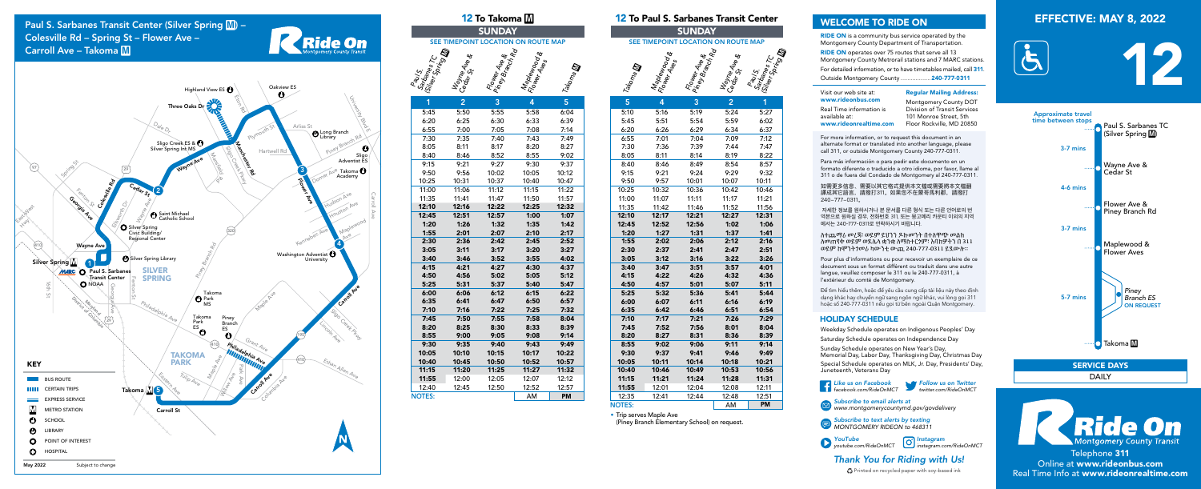# Paul S. Sarbanes Transit Center (Silver Spring M) – Colesville Rd – Spring St – Flower Ave – Carroll Ave – Takoma M

**Ride On** Montgomery County Transit

KEY
- BUS ROUTE
- CERTAIN TRIPS
- EXPRESS SERVICE
- M METRO STATION
- SCHOOL
- LIBRARY
- POINT OF INTEREST
- HOSPITAL

May 2022 — Subject to change

## 12 To Takoma M

**SUNDAY**

SEE TIMEPOINT LOCATION ON ROUTE MAP

| Paul S. Sarbanes TC (Silver Spring M) | Wayne Ave & Cedar St | Flower Ave & Piney Branch Rd | Maplewood & Flower Aves | Takoma M |
|---|---|---|---|---|
| 1 | 2 | 3 | 4 | 5 |
| 5:45 | 5:50 | 5:55 | 5:58 | 6:04 |
| 6:20 | 6:25 | 6:30 | 6:33 | 6:39 |
| 6:55 | 7:00 | 7:05 | 7:08 | 7:14 |
| 7:30 | 7:35 | 7:40 | 7:43 | 7:49 |
| 8:05 | 8:11 | 8:17 | 8:20 | 8:27 |
| 8:40 | 8:46 | 8:52 | 8:55 | 9:02 |
| 9:15 | 9:21 | 9:27 | 9:30 | 9:37 |
| 9:50 | 9:56 | 10:02 | 10:05 | 10:12 |
| 10:25 | 10:31 | 10:37 | 10:40 | 10:47 |
| 11:00 | 11:06 | 11:12 | 11:15 | 11:22 |
| 11:35 | 11:41 | 11:47 | 11:50 | 11:57 |
| **12:10** | **12:16** | **12:22** | **12:25** | **12:32** |
| **12:45** | **12:51** | **12:57** | **1:00** | **1:07** |
| **1:20** | **1:26** | **1:32** | **1:35** | **1:42** |
| **1:55** | **2:01** | **2:07** | **2:10** | **2:17** |
| **2:30** | **2:36** | **2:42** | **2:45** | **2:52** |
| **3:05** | **3:11** | **3:17** | **3:20** | **3:27** |
| **3:40** | **3:46** | **3:52** | **3:55** | **4:02** |
| **4:15** | **4:21** | **4:27** | **4:30** | **4:37** |
| **4:50** | **4:56** | **5:02** | **5:05** | **5:12** |
| **5:25** | **5:31** | **5:37** | **5:40** | **5:47** |
| **6:00** | **6:06** | **6:12** | **6:15** | **6:22** |
| **6:35** | **6:41** | **6:47** | **6:50** | **6:57** |
| **7:10** | **7:16** | **7:22** | **7:25** | **7:32** |
| **7:45** | **7:50** | **7:55** | **7:58** | **8:04** |
| **8:20** | **8:25** | **8:30** | **8:33** | **8:39** |
| **8:55** | **9:00** | **9:05** | **9:08** | **9:14** |
| **9:30** | **9:35** | **9:40** | **9:43** | **9:49** |
| **10:05** | **10:10** | **10:15** | **10:17** | **10:22** |
| **10:40** | **10:45** | **10:50** | **10:52** | **10:57** |
| **11:15** | **11:20** | **11:25** | **11:27** | **11:32** |
| **11:55** | **12:00** | **12:05** | **12:07** | **12:12** |
| 12:40 | 12:45 | 12:50 | 12:52 | 12:57 |
| NOTES: | | | AM | **PM** |

## 12 To Paul S. Sarbanes Transit Center

**SUNDAY**

SEE TIMEPOINT LOCATION ON ROUTE MAP

| Takoma M | Maplewood & Flower Aves | Flower Ave & Piney Branch Rd | Wayne Ave & Cedar St | Paul S. Sarbanes TC (Silver Spring M) |
|---|---|---|---|---|
| 5 | 4 | 3 | 2 | 1 |
| 5:10 | 5:16 | 5:19 | 5:24 | 5:27 |
| 5:45 | 5:51 | 5:54 | 5:59 | 6:02 |
| 6:20 | 6:26 | 6:29 | 6:34 | 6:37 |
| 6:55 | 7:01 | 7:04 | 7:09 | 7:12 |
| 7:30 | 7:36 | 7:39 | 7:44 | 7:47 |
| 8:05 | 8:11 | 8:14 | 8:19 | 8:22 |
| 8:40 | 8:46 | 8:49 | 8:54 | 8:57 |
| 9:15 | 9:21 | 9:24 | 9:29 | 9:32 |
| 9:50 | 9:57 | 10:01 | 10:07 | 10:11 |
| 10:25 | 10:32 | 10:36 | 10:42 | 10:46 |
| 11:00 | 11:07 | 11:11 | 11:17 | 11:21 |
| 11:35 | 11:42 | 11:46 | 11:52 | 11:56 |
| **12:10** | **12:17** | **12:21** | **12:27** | **12:31** |
| **12:45** | **12:52** | **12:56** | **1:02** | **1:06** |
| **1:20** | **1:27** | **1:31** | **1:37** | **1:41** |
| **1:55** | **2:02** | **2:06** | **2:12** | **2:16** |
| **2:30** | **2:37** | **2:41** | **2:47** | **2:51** |
| **3:05** | **3:12** | **3:16** | **3:22** | **3:26** |
| **3:40** | **3:47** | **3:51** | **3:57** | **4:01** |
| **4:15** | **4:22** | **4:26** | **4:32** | **4:36** |
| **4:50** | **4:57** | **5:01** | **5:07** | **5:11** |
| **5:25** | **5:32** | **5:36** | **5:41** | **5:44** |
| **6:00** | **6:07** | **6:11** | **6:16** | **6:19** |
| **6:35** | **6:42** | **6:46** | **6:51** | **6:54** |
| **7:10** | **7:17** | **7:21** | **7:26** | **7:29** |
| **7:45** | **7:52** | **7:56** | **8:01** | **8:04** |
| **8:20** | **8:27** | **8:31** | **8:36** | **8:39** |
| **8:55** | **9:02** | **9:06** | **9:11** | **9:14** |
| **9:30** | **9:37** | **9:41** | **9:46** | **9:49** |
| **10:05** | **10:11** | **10:14** | **10:18** | **10:21** |
| **10:40** | **10:46** | **10:49** | **10:53** | **10:56** |
| **11:15** | **11:21** | **11:24** | **11:28** | **11:31** |
| **11:55** | **12:01** | **12:04** | **12:08** | **12:11** |
| 12:35 | 12:41 | 12:44 | 12:48 | 12:51 |
| NOTES: | | | AM | **PM** |

• Trip serves Maple Ave (Piney Branch Elementary School) on request.

## WELCOME TO RIDE ON

**RIDE ON** is a community bus service operated by the Montgomery County Department of Transportation.

**RIDE ON** operates over 75 routes that serve all 13 Montgomery County Metrorail stations and 7 MARC stations.

For detailed information, or to have timetables mailed, call **311**.

Outside Montgomery County .................. **240-777-0311**

Visit our web site at: **www.rideonbus.com**

Real Time information is available at: **www.rideonrealtime.com**

**Regular Mailing Address:**
Montgomery County DOT
Division of Transit Services
101 Monroe Street, 5th
Floor Rockville, MD 20850

For more information, or to request this document in an alternate format or translated into another language, please call 311, or outside Montgomery County 240-777-0311.

Para más información o para pedir este documento en un formato diferente o traducido a otro idioma, por favor, llame al 311 o de fuera del Condado de Montgomery al 240-777-0311.

如需更多信息、需要以其它格式提供本文檔或需要將本文檔翻譯成其它語言，請撥打311。如果您不在蒙哥馬利郡，請撥打240–777–0311。

자세한 정보를 원하시거나 본 문서를 다른 형식 또는 다른 언어로의 번역본으로 원하실 경우, 전화번호 311 또는 몽고메리 카운티 이외의 지역에서는 240-777-0311로 연락하시기 바랍니다.

ለተጨማሪ መረጃ፣ ወይም ይህንን ጽሑፍ በሌላ ቅርጸት ወይም ወደ ሌላ ቋንቋ ተተርጉሞ ለማግኘት፣ እባክዎ 311 ይደውሉ፣ ወይም ከሞንትጎመሪ ካውንቲ ውጪ 240-777-0311 ይደውሉ።

Pour plus d'informations ou pour recevoir un exemplaire de ce document sous un format différent ou traduit dans une autre langue, veuillez composer le 311 ou le 240-777-0311, à l'extérieur du comté de Montgomery.

Để tìm hiểu thêm, hoặc để yêu cầu cung cấp tài liệu này theo định dạng khác hay chuyển ngữ sang ngôn ngữ khác, vui lòng gọi 311 hoặc số 240-777-0311 nếu gọi từ bên ngoài Quận Montgomery.

## HOLIDAY SCHEDULE

Weekday Schedule operates on Indigenous Peoples' Day

Saturday Schedule operates on Independence Day

Sunday Schedule operates on New Year's Day, Memorial Day, Labor Day, Thanksgiving Day, Christmas Day

Special Schedule operates on MLK, Jr. Day, Presidents' Day, Juneteenth, Veterans Day

*Like us on Facebook* facebook.com/RideOnMCT

*Follow us on Twitter* twitter.com/RideOnMCT

*Subscribe to email alerts at* www.montgomerycountymd.gov/govdelivery

*Subscribe to text alerts by texting* MONTGOMERY RIDEON *to 468311*

*YouTube* youtube.com/RideOnMCT

*Instagram* instagram.com/RideOnMCT

***Thank You for Riding with Us!***

Printed on recycled paper with soy-based ink

## EFFECTIVE: MAY 8, 2022

# 12

Approximate travel time between stops

- Paul S. Sarbanes TC (Silver Spring M)
- 3-7 mins
- Wayne Ave & Cedar St
- 4-6 mins
- Flower Ave & Piney Branch Rd
- 3-7 mins
- Maplewood & Flower Aves
- 5-7 mins — *Piney Branch ES ON REQUEST*
- Takoma M

**SERVICE DAYS**

DAILY

**Ride On** Montgomery County Transit

Telephone **311**

Online at **www.rideonbus.com**

Real Time Info at **www.rideonrealtime.com**